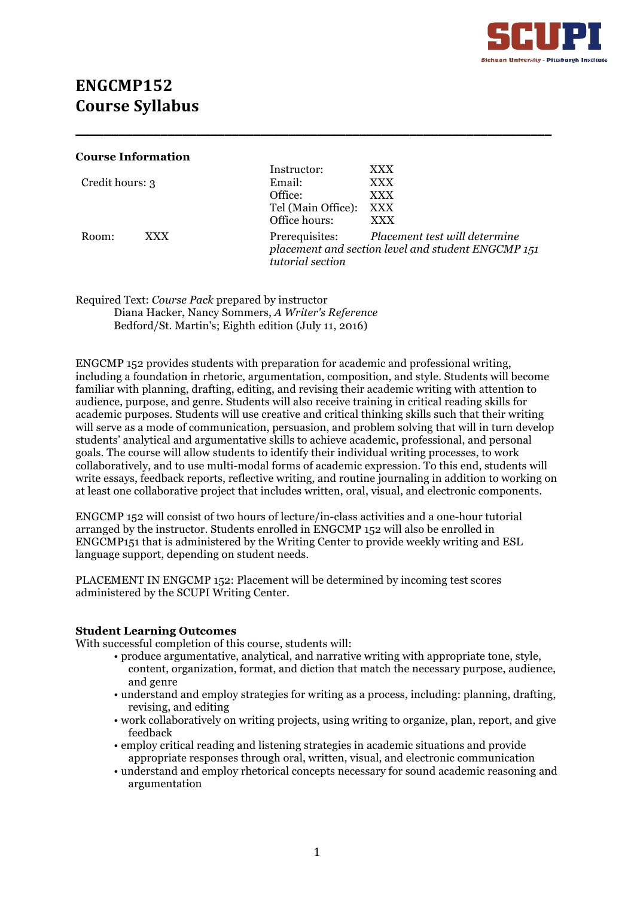SCUPI

Sichuan University - Pittsburgh Institute

# ENGCMP152
# Course Syllabus

---

**Course Information**

Credit hours: 3

Room: XXX

Instructor: XXX
Email: XXX
Office: XXX
Tel (Main Office): XXX
Office hours: XXX

Prerequisites: *Placement test will determine placement and section level and student ENGCMP 151 tutorial section*

Required Text: *Course Pack* prepared by instructor
Diana Hacker, Nancy Sommers, *A Writer's Reference*
Bedford/St. Martin's; Eighth edition (July 11, 2016)

ENGCMP 152 provides students with preparation for academic and professional writing, including a foundation in rhetoric, argumentation, composition, and style. Students will become familiar with planning, drafting, editing, and revising their academic writing with attention to audience, purpose, and genre. Students will also receive training in critical reading skills for academic purposes. Students will use creative and critical thinking skills such that their writing will serve as a mode of communication, persuasion, and problem solving that will in turn develop students' analytical and argumentative skills to achieve academic, professional, and personal goals. The course will allow students to identify their individual writing processes, to work collaboratively, and to use multi-modal forms of academic expression. To this end, students will write essays, feedback reports, reflective writing, and routine journaling in addition to working on at least one collaborative project that includes written, oral, visual, and electronic components.

ENGCMP 152 will consist of two hours of lecture/in-class activities and a one-hour tutorial arranged by the instructor. Students enrolled in ENGCMP 152 will also be enrolled in ENGCMP151 that is administered by the Writing Center to provide weekly writing and ESL language support, depending on student needs.

PLACEMENT IN ENGCMP 152: Placement will be determined by incoming test scores administered by the SCUPI Writing Center.

**Student Learning Outcomes**

With successful completion of this course, students will:

- produce argumentative, analytical, and narrative writing with appropriate tone, style, content, organization, format, and diction that match the necessary purpose, audience, and genre
- understand and employ strategies for writing as a process, including: planning, drafting, revising, and editing
- work collaboratively on writing projects, using writing to organize, plan, report, and give feedback
- employ critical reading and listening strategies in academic situations and provide appropriate responses through oral, written, visual, and electronic communication
- understand and employ rhetorical concepts necessary for sound academic reasoning and argumentation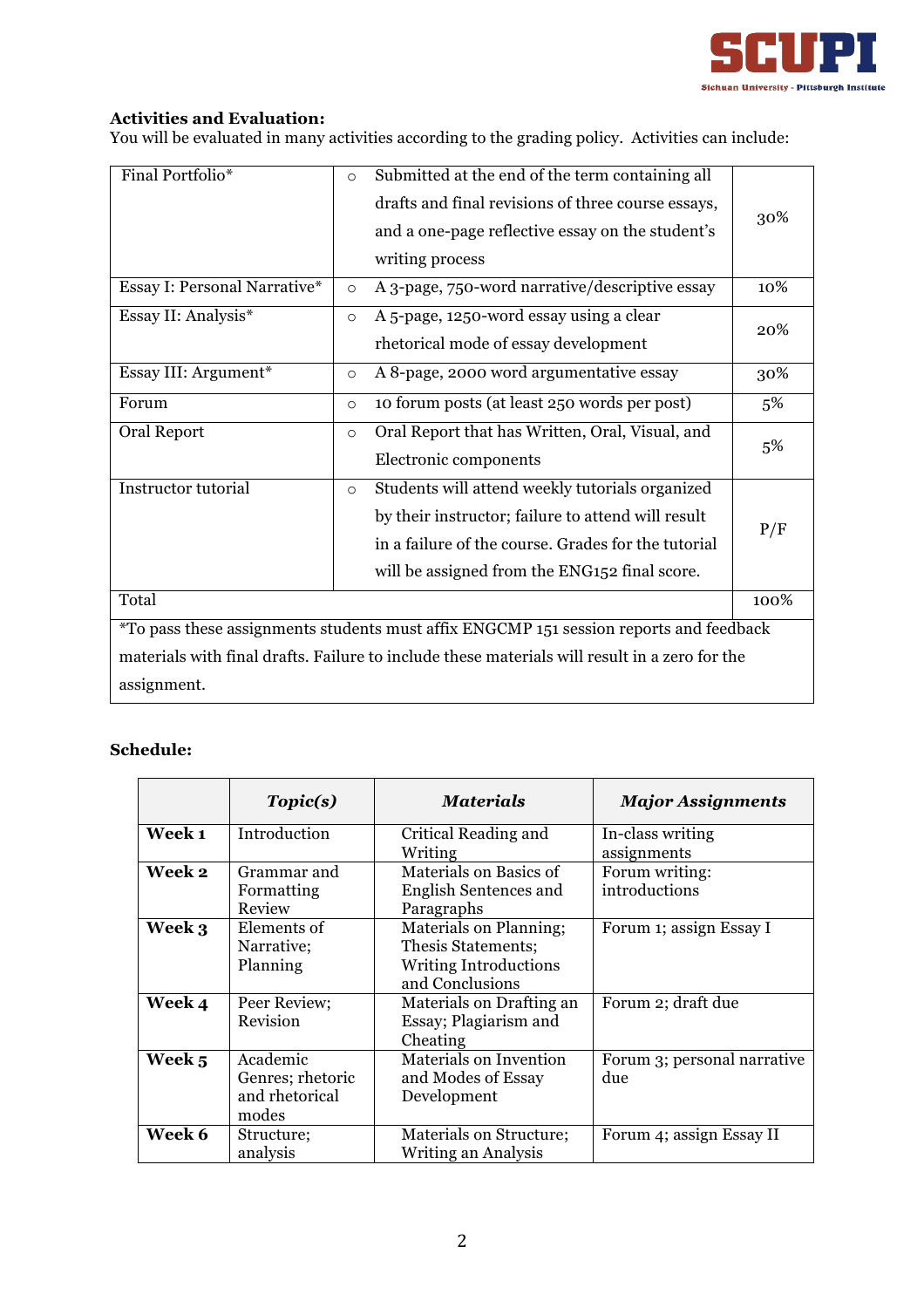**Activities and Evaluation:**
You will be evaluated in many activities according to the grading policy. Activities can include:

| | | |
|---|---|---|
| Final Portfolio* | ○ Submitted at the end of the term containing all drafts and final revisions of three course essays, and a one-page reflective essay on the student's writing process | 30% |
| Essay I: Personal Narrative* | ○ A 3-page, 750-word narrative/descriptive essay | 10% |
| Essay II: Analysis* | ○ A 5-page, 1250-word essay using a clear rhetorical mode of essay development | 20% |
| Essay III: Argument* | ○ A 8-page, 2000 word argumentative essay | 30% |
| Forum | ○ 10 forum posts (at least 250 words per post) | 5% |
| Oral Report | ○ Oral Report that has Written, Oral, Visual, and Electronic components | 5% |
| Instructor tutorial | ○ Students will attend weekly tutorials organized by their instructor; failure to attend will result in a failure of the course. Grades for the tutorial will be assigned from the ENG152 final score. | P/F |
| Total | | 100% |

*To pass these assignments students must affix ENGCMP 151 session reports and feedback materials with final drafts. Failure to include these materials will result in a zero for the assignment.

**Schedule:**

| | ***Topic(s)*** | ***Materials*** | ***Major Assignments*** |
|---|---|---|---|
| **Week 1** | Introduction | Critical Reading and Writing | In-class writing assignments |
| **Week 2** | Grammar and Formatting Review | Materials on Basics of English Sentences and Paragraphs | Forum writing: introductions |
| **Week 3** | Elements of Narrative; Planning | Materials on Planning; Thesis Statements; Writing Introductions and Conclusions | Forum 1; assign Essay I |
| **Week 4** | Peer Review; Revision | Materials on Drafting an Essay; Plagiarism and Cheating | Forum 2; draft due |
| **Week 5** | Academic Genres; rhetoric and rhetorical modes | Materials on Invention and Modes of Essay Development | Forum 3; personal narrative due |
| **Week 6** | Structure; analysis | Materials on Structure; Writing an Analysis | Forum 4; assign Essay II |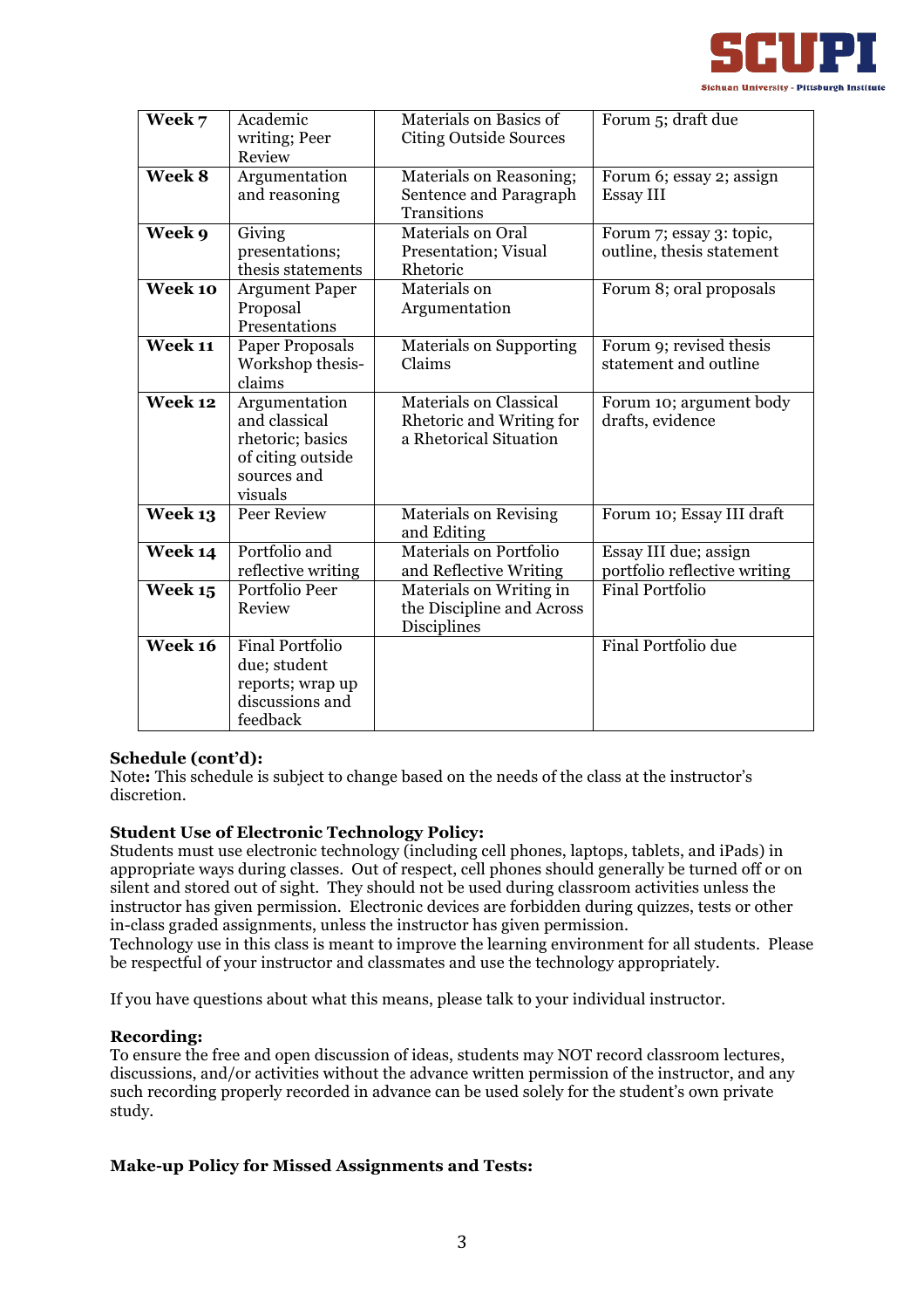| | | | |
|---|---|---|---|
| **Week 7** | Academic writing; Peer Review | Materials on Basics of Citing Outside Sources | Forum 5; draft due |
| **Week 8** | Argumentation and reasoning | Materials on Reasoning; Sentence and Paragraph Transitions | Forum 6; essay 2; assign Essay III |
| **Week 9** | Giving presentations; thesis statements | Materials on Oral Presentation; Visual Rhetoric | Forum 7; essay 3: topic, outline, thesis statement |
| **Week 10** | Argument Paper Proposal Presentations | Materials on Argumentation | Forum 8; oral proposals |
| **Week 11** | Paper Proposals Workshop thesis-claims | Materials on Supporting Claims | Forum 9; revised thesis statement and outline |
| **Week 12** | Argumentation and classical rhetoric; basics of citing outside sources and visuals | Materials on Classical Rhetoric and Writing for a Rhetorical Situation | Forum 10; argument body drafts, evidence |
| **Week 13** | Peer Review | Materials on Revising and Editing | Forum 10; Essay III draft |
| **Week 14** | Portfolio and reflective writing | Materials on Portfolio and Reflective Writing | Essay III due; assign portfolio reflective writing |
| **Week 15** | Portfolio Peer Review | Materials on Writing in the Discipline and Across Disciplines | Final Portfolio |
| **Week 16** | Final Portfolio due; student reports; wrap up discussions and feedback | | Final Portfolio due |

**Schedule (cont'd):**
Note**:** This schedule is subject to change based on the needs of the class at the instructor's discretion.

**Student Use of Electronic Technology Policy:**
Students must use electronic technology (including cell phones, laptops, tablets, and iPads) in appropriate ways during classes. Out of respect, cell phones should generally be turned off or on silent and stored out of sight. They should not be used during classroom activities unless the instructor has given permission. Electronic devices are forbidden during quizzes, tests or other in-class graded assignments, unless the instructor has given permission.
Technology use in this class is meant to improve the learning environment for all students. Please be respectful of your instructor and classmates and use the technology appropriately.

If you have questions about what this means, please talk to your individual instructor.

**Recording:**
To ensure the free and open discussion of ideas, students may NOT record classroom lectures, discussions, and/or activities without the advance written permission of the instructor, and any such recording properly recorded in advance can be used solely for the student's own private study.

**Make-up Policy for Missed Assignments and Tests:**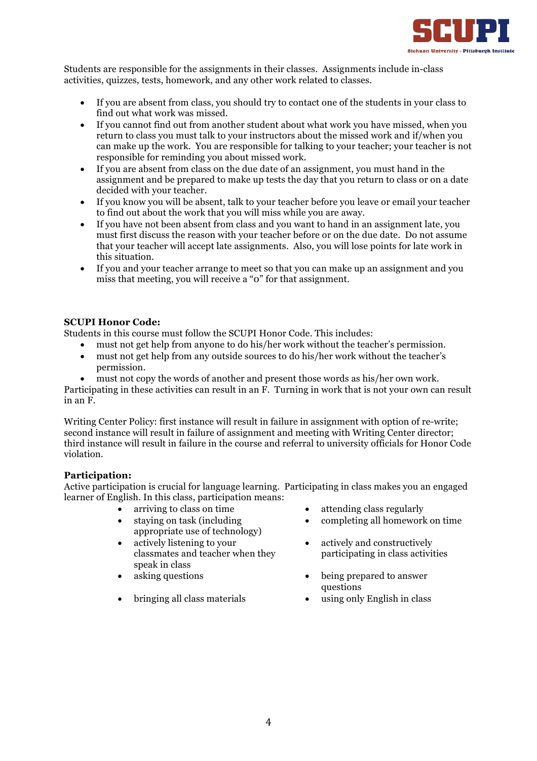Students are responsible for the assignments in their classes. Assignments include in-class activities, quizzes, tests, homework, and any other work related to classes.

- If you are absent from class, you should try to contact one of the students in your class to find out what work was missed.
- If you cannot find out from another student about what work you have missed, when you return to class you must talk to your instructors about the missed work and if/when you can make up the work. You are responsible for talking to your teacher; your teacher is not responsible for reminding you about missed work.
- If you are absent from class on the due date of an assignment, you must hand in the assignment and be prepared to make up tests the day that you return to class or on a date decided with your teacher.
- If you know you will be absent, talk to your teacher before you leave or email your teacher to find out about the work that you will miss while you are away.
- If you have not been absent from class and you want to hand in an assignment late, you must first discuss the reason with your teacher before or on the due date. Do not assume that your teacher will accept late assignments. Also, you will lose points for late work in this situation.
- If you and your teacher arrange to meet so that you can make up an assignment and you miss that meeting, you will receive a "0" for that assignment.

**SCUPI Honor Code:**
Students in this course must follow the SCUPI Honor Code. This includes:

- must not get help from anyone to do his/her work without the teacher's permission.
- must not get help from any outside sources to do his/her work without the teacher's permission.
- must not copy the words of another and present those words as his/her own work.

Participating in these activities can result in an F. Turning in work that is not your own can result in an F.

Writing Center Policy: first instance will result in failure in assignment with option of re-write; second instance will result in failure of assignment and meeting with Writing Center director; third instance will result in failure in the course and referral to university officials for Honor Code violation.

**Participation:**
Active participation is crucial for language learning. Participating in class makes you an engaged learner of English. In this class, participation means:

- arriving to class on time
- attending class regularly
- staying on task (including appropriate use of technology)
- completing all homework on time
- actively listening to your classmates and teacher when they speak in class
- actively and constructively participating in class activities
- asking questions
- being prepared to answer questions
- bringing all class materials
- using only English in class